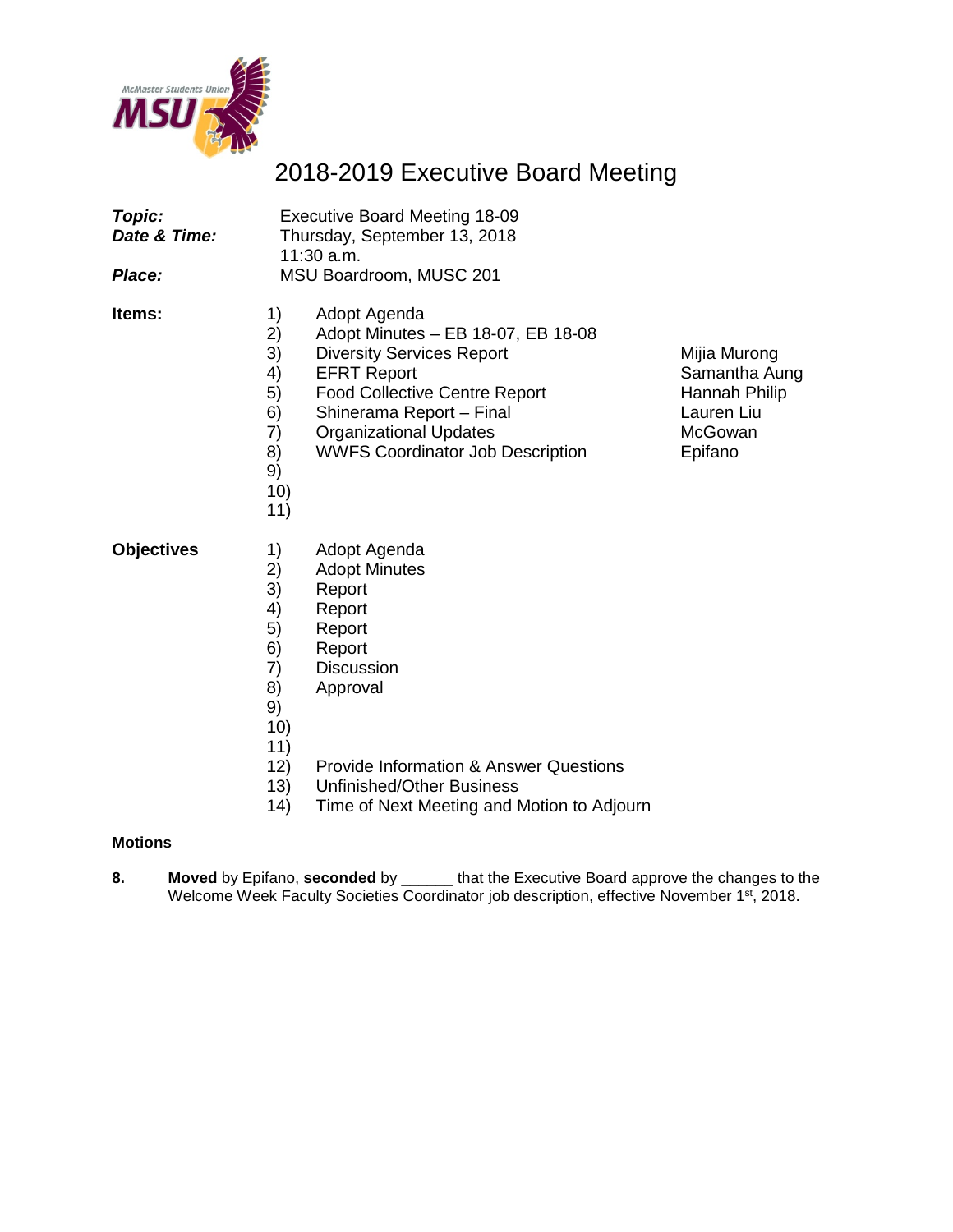# 2018-2019 Executive Board Meeting

| | |
|---|---|
| ***Topic:*** | Executive Board Meeting 18-09 |
| ***Date & Time:*** | Thursday, September 13, 2018<br>11:30 a.m. |
| ***Place:*** | MSU Boardroom, MUSC 201 |

**Items:**

| | | |
|---|---|---|
| 1) | Adopt Agenda | |
| 2) | Adopt Minutes – EB 18-07, EB 18-08 | |
| 3) | Diversity Services Report | Mijia Murong |
| 4) | EFRT Report | Samantha Aung |
| 5) | Food Collective Centre Report | Hannah Philip |
| 6) | Shinerama Report – Final | Lauren Liu |
| 7) | Organizational Updates | McGowan |
| 8) | WWFS Coordinator Job Description | Epifano |
| 9) | | |
| 10) | | |
| 11) | | |

**Objectives**

1) Adopt Agenda
2) Adopt Minutes
3) Report
4) Report
5) Report
6) Report
7) Discussion
8) Approval
9) 
10) 
11) 
12) Provide Information & Answer Questions
13) Unfinished/Other Business
14) Time of Next Meeting and Motion to Adjourn

**Motions**

**8.** **Moved** by Epifano, **seconded** by ______ that the Executive Board approve the changes to the Welcome Week Faculty Societies Coordinator job description, effective November 1st, 2018.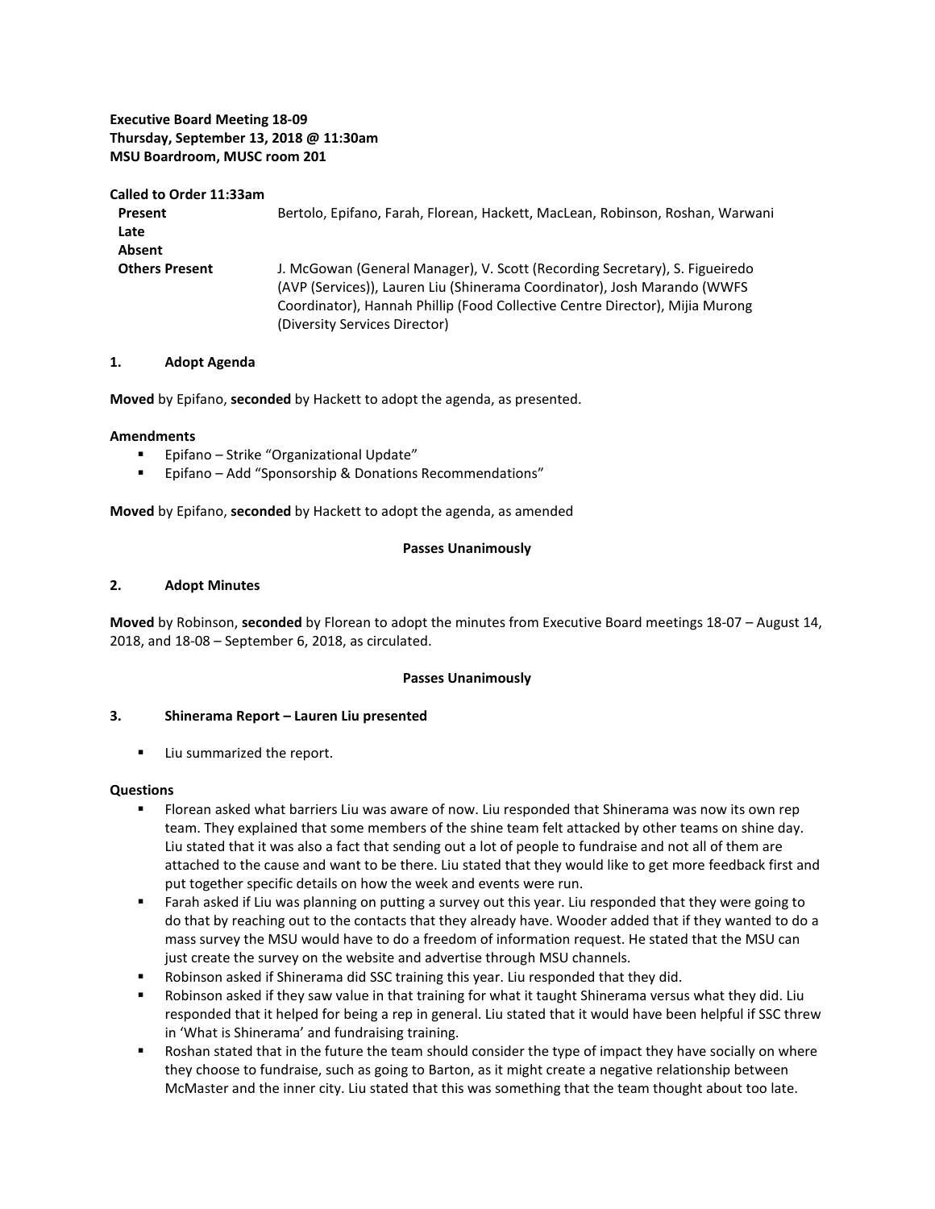**Executive Board Meeting 18-09**
**Thursday, September 13, 2018 @ 11:30am**
**MSU Boardroom, MUSC room 201**

**Called to Order 11:33am**

| | |
|---|---|
| **Present** | Bertolo, Epifano, Farah, Florean, Hackett, MacLean, Robinson, Roshan, Warwani |
| **Late** | |
| **Absent** | |
| **Others Present** | J. McGowan (General Manager), V. Scott (Recording Secretary), S. Figueiredo (AVP (Services)), Lauren Liu (Shinerama Coordinator), Josh Marando (WWFS Coordinator), Hannah Phillip (Food Collective Centre Director), Mijia Murong (Diversity Services Director) |

## 1. Adopt Agenda

**Moved** by Epifano, **seconded** by Hackett to adopt the agenda, as presented.

**Amendments**

- Epifano – Strike "Organizational Update"
- Epifano – Add "Sponsorship & Donations Recommendations"

**Moved** by Epifano, **seconded** by Hackett to adopt the agenda, as amended

**Passes Unanimously**

## 2. Adopt Minutes

**Moved** by Robinson, **seconded** by Florean to adopt the minutes from Executive Board meetings 18-07 – August 14, 2018, and 18-08 – September 6, 2018, as circulated.

**Passes Unanimously**

## 3. Shinerama Report – Lauren Liu presented

- Liu summarized the report.

**Questions**

- Florean asked what barriers Liu was aware of now. Liu responded that Shinerama was now its own rep team. They explained that some members of the shine team felt attacked by other teams on shine day. Liu stated that it was also a fact that sending out a lot of people to fundraise and not all of them are attached to the cause and want to be there. Liu stated that they would like to get more feedback first and put together specific details on how the week and events were run.
- Farah asked if Liu was planning on putting a survey out this year. Liu responded that they were going to do that by reaching out to the contacts that they already have. Wooder added that if they wanted to do a mass survey the MSU would have to do a freedom of information request. He stated that the MSU can just create the survey on the website and advertise through MSU channels.
- Robinson asked if Shinerama did SSC training this year. Liu responded that they did.
- Robinson asked if they saw value in that training for what it taught Shinerama versus what they did. Liu responded that it helped for being a rep in general. Liu stated that it would have been helpful if SSC threw in 'What is Shinerama' and fundraising training.
- Roshan stated that in the future the team should consider the type of impact they have socially on where they choose to fundraise, such as going to Barton, as it might create a negative relationship between McMaster and the inner city. Liu stated that this was something that the team thought about too late.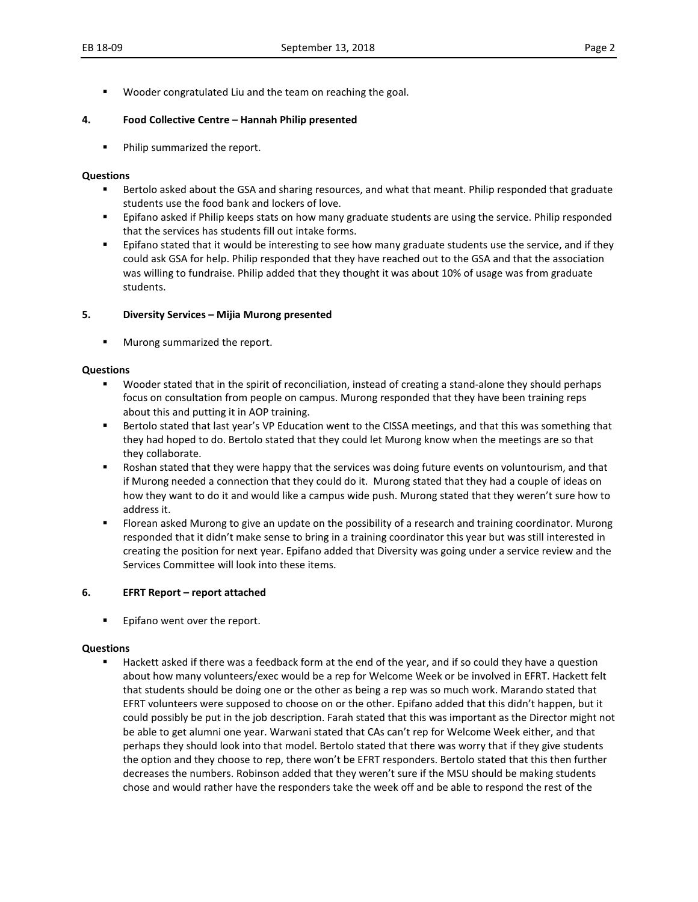- Wooder congratulated Liu and the team on reaching the goal.

**4. Food Collective Centre – Hannah Philip presented**

- Philip summarized the report.

**Questions**

- Bertolo asked about the GSA and sharing resources, and what that meant. Philip responded that graduate students use the food bank and lockers of love.
- Epifano asked if Philip keeps stats on how many graduate students are using the service. Philip responded that the services has students fill out intake forms.
- Epifano stated that it would be interesting to see how many graduate students use the service, and if they could ask GSA for help. Philip responded that they have reached out to the GSA and that the association was willing to fundraise. Philip added that they thought it was about 10% of usage was from graduate students.

**5. Diversity Services – Mijia Murong presented**

- Murong summarized the report.

**Questions**

- Wooder stated that in the spirit of reconciliation, instead of creating a stand-alone they should perhaps focus on consultation from people on campus. Murong responded that they have been training reps about this and putting it in AOP training.
- Bertolo stated that last year's VP Education went to the CISSA meetings, and that this was something that they had hoped to do. Bertolo stated that they could let Murong know when the meetings are so that they collaborate.
- Roshan stated that they were happy that the services was doing future events on voluntourism, and that if Murong needed a connection that they could do it. Murong stated that they had a couple of ideas on how they want to do it and would like a campus wide push. Murong stated that they weren't sure how to address it.
- Florean asked Murong to give an update on the possibility of a research and training coordinator. Murong responded that it didn't make sense to bring in a training coordinator this year but was still interested in creating the position for next year. Epifano added that Diversity was going under a service review and the Services Committee will look into these items.

**6. EFRT Report – report attached**

- Epifano went over the report.

**Questions**

- Hackett asked if there was a feedback form at the end of the year, and if so could they have a question about how many volunteers/exec would be a rep for Welcome Week or be involved in EFRT. Hackett felt that students should be doing one or the other as being a rep was so much work. Marando stated that EFRT volunteers were supposed to choose on or the other. Epifano added that this didn't happen, but it could possibly be put in the job description. Farah stated that this was important as the Director might not be able to get alumni one year. Warwani stated that CAs can't rep for Welcome Week either, and that perhaps they should look into that model. Bertolo stated that there was worry that if they give students the option and they choose to rep, there won't be EFRT responders. Bertolo stated that this then further decreases the numbers. Robinson added that they weren't sure if the MSU should be making students chose and would rather have the responders take the week off and be able to respond the rest of the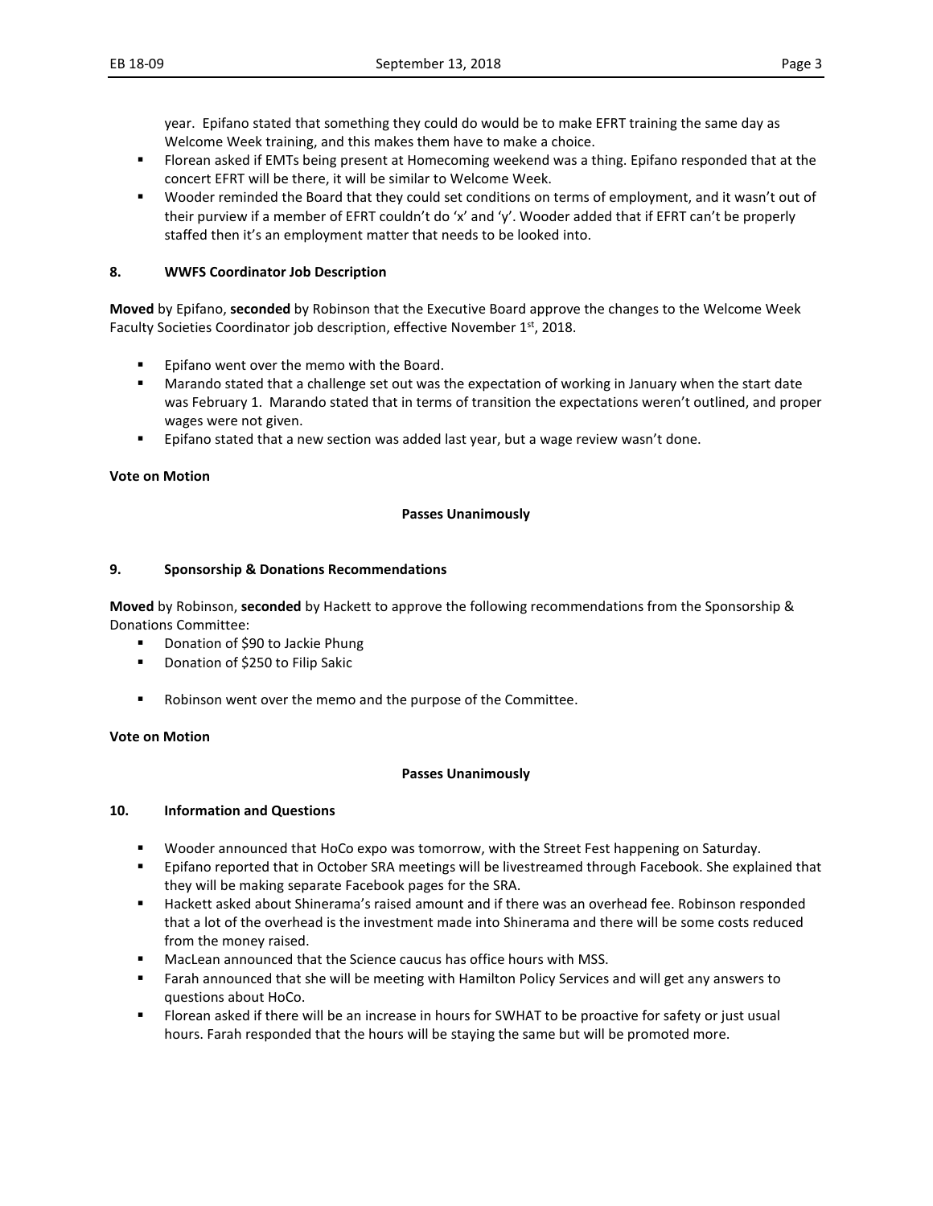year. Epifano stated that something they could do would be to make EFRT training the same day as Welcome Week training, and this makes them have to make a choice.

- Florean asked if EMTs being present at Homecoming weekend was a thing. Epifano responded that at the concert EFRT will be there, it will be similar to Welcome Week.
- Wooder reminded the Board that they could set conditions on terms of employment, and it wasn't out of their purview if a member of EFRT couldn't do 'x' and 'y'. Wooder added that if EFRT can't be properly staffed then it's an employment matter that needs to be looked into.

**8. WWFS Coordinator Job Description**

**Moved** by Epifano, **seconded** by Robinson that the Executive Board approve the changes to the Welcome Week Faculty Societies Coordinator job description, effective November 1st, 2018.

- Epifano went over the memo with the Board.
- Marando stated that a challenge set out was the expectation of working in January when the start date was February 1. Marando stated that in terms of transition the expectations weren't outlined, and proper wages were not given.
- Epifano stated that a new section was added last year, but a wage review wasn't done.

**Vote on Motion**

**Passes Unanimously**

**9. Sponsorship & Donations Recommendations**

**Moved** by Robinson, **seconded** by Hackett to approve the following recommendations from the Sponsorship & Donations Committee:

- Donation of $90 to Jackie Phung
- Donation of $250 to Filip Sakic

- Robinson went over the memo and the purpose of the Committee.

**Vote on Motion**

**Passes Unanimously**

**10. Information and Questions**

- Wooder announced that HoCo expo was tomorrow, with the Street Fest happening on Saturday.
- Epifano reported that in October SRA meetings will be livestreamed through Facebook. She explained that they will be making separate Facebook pages for the SRA.
- Hackett asked about Shinerama's raised amount and if there was an overhead fee. Robinson responded that a lot of the overhead is the investment made into Shinerama and there will be some costs reduced from the money raised.
- MacLean announced that the Science caucus has office hours with MSS.
- Farah announced that she will be meeting with Hamilton Policy Services and will get any answers to questions about HoCo.
- Florean asked if there will be an increase in hours for SWHAT to be proactive for safety or just usual hours. Farah responded that the hours will be staying the same but will be promoted more.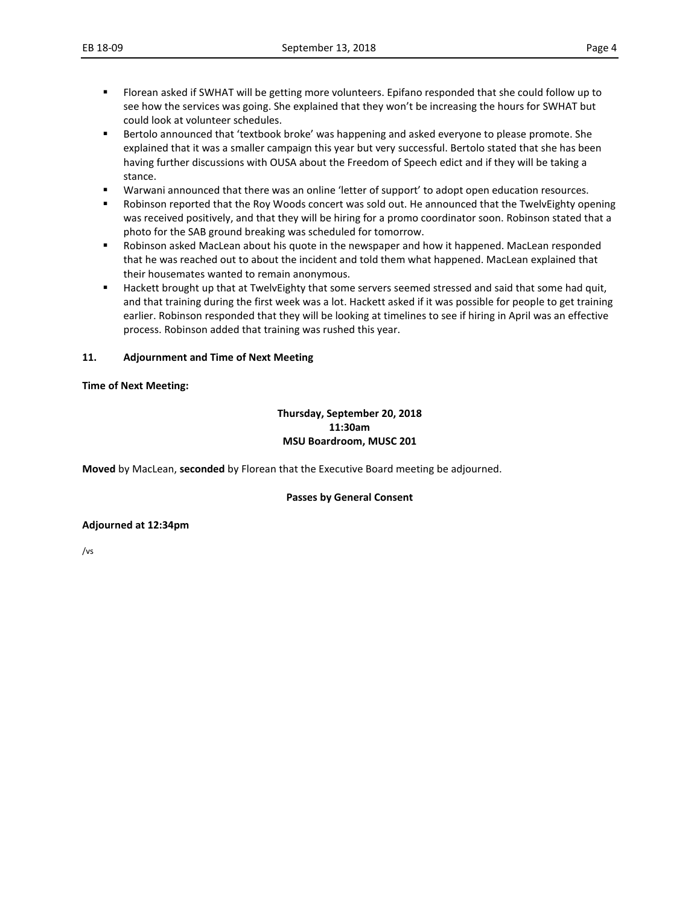- Florean asked if SWHAT will be getting more volunteers. Epifano responded that she could follow up to see how the services was going. She explained that they won't be increasing the hours for SWHAT but could look at volunteer schedules.
- Bertolo announced that 'textbook broke' was happening and asked everyone to please promote. She explained that it was a smaller campaign this year but very successful. Bertolo stated that she has been having further discussions with OUSA about the Freedom of Speech edict and if they will be taking a stance.
- Warwani announced that there was an online 'letter of support' to adopt open education resources.
- Robinson reported that the Roy Woods concert was sold out. He announced that the TwelvEighty opening was received positively, and that they will be hiring for a promo coordinator soon. Robinson stated that a photo for the SAB ground breaking was scheduled for tomorrow.
- Robinson asked MacLean about his quote in the newspaper and how it happened. MacLean responded that he was reached out to about the incident and told them what happened. MacLean explained that their housemates wanted to remain anonymous.
- Hackett brought up that at TwelvEighty that some servers seemed stressed and said that some had quit, and that training during the first week was a lot. Hackett asked if it was possible for people to get training earlier. Robinson responded that they will be looking at timelines to see if hiring in April was an effective process. Robinson added that training was rushed this year.

**11. Adjournment and Time of Next Meeting**

**Time of Next Meeting:**

**Thursday, September 20, 2018**
**11:30am**
**MSU Boardroom, MUSC 201**

**Moved** by MacLean, **seconded** by Florean that the Executive Board meeting be adjourned.

**Passes by General Consent**

**Adjourned at 12:34pm**

/vs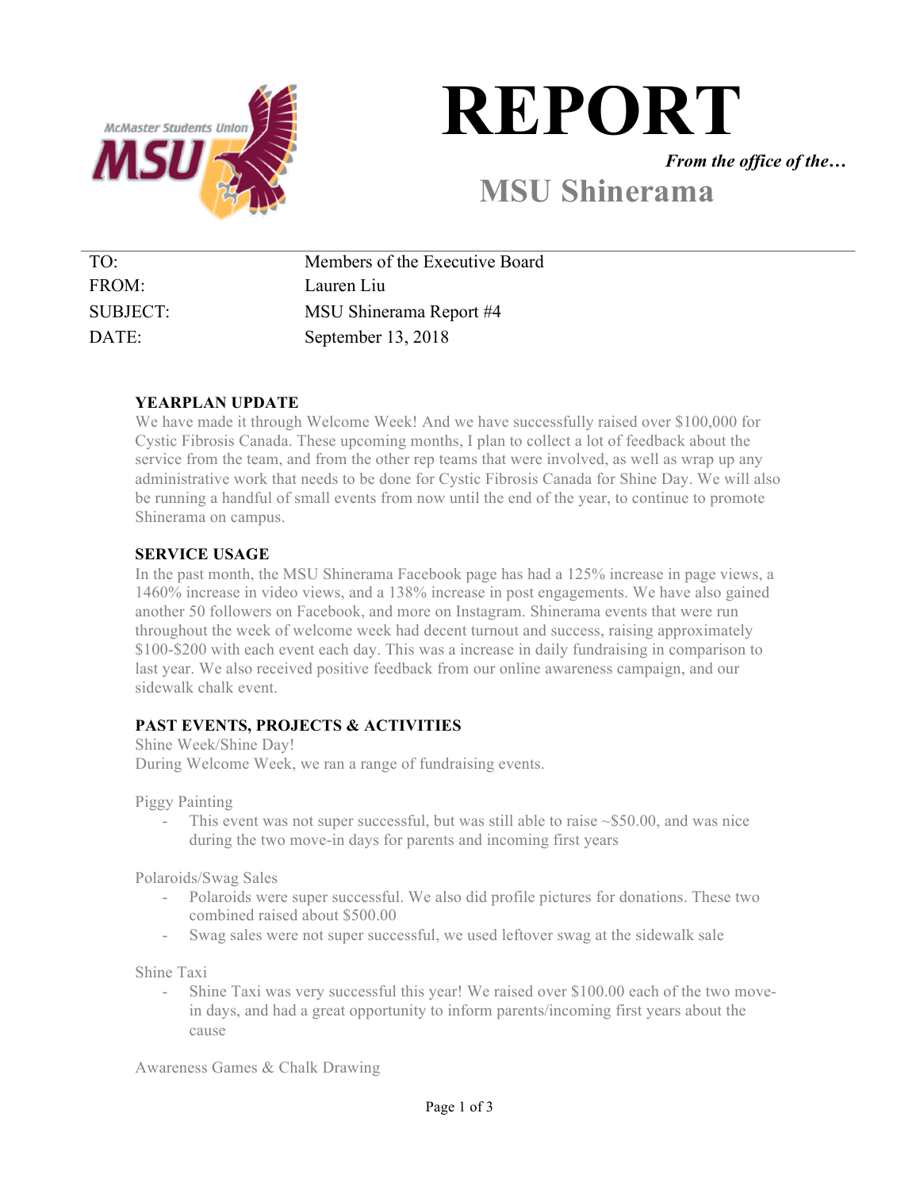# REPORT

***From the office of the…***

## MSU Shinerama

| | |
|---|---|
| TO: | Members of the Executive Board |
| FROM: | Lauren Liu |
| SUBJECT: | MSU Shinerama Report #4 |
| DATE: | September 13, 2018 |

**YEARPLAN UPDATE**

We have made it through Welcome Week! And we have successfully raised over $100,000 for Cystic Fibrosis Canada. These upcoming months, I plan to collect a lot of feedback about the service from the team, and from the other rep teams that were involved, as well as wrap up any administrative work that needs to be done for Cystic Fibrosis Canada for Shine Day. We will also be running a handful of small events from now until the end of the year, to continue to promote Shinerama on campus.

**SERVICE USAGE**

In the past month, the MSU Shinerama Facebook page has had a 125% increase in page views, a 1460% increase in video views, and a 138% increase in post engagements. We have also gained another 50 followers on Facebook, and more on Instagram. Shinerama events that were run throughout the week of welcome week had decent turnout and success, raising approximately $100-$200 with each event each day. This was a increase in daily fundraising in comparison to last year. We also received positive feedback from our online awareness campaign, and our sidewalk chalk event.

**PAST EVENTS, PROJECTS & ACTIVITIES**

Shine Week/Shine Day!

During Welcome Week, we ran a range of fundraising events.

Piggy Painting

- This event was not super successful, but was still able to raise ~$50.00, and was nice during the two move-in days for parents and incoming first years

Polaroids/Swag Sales

- Polaroids were super successful. We also did profile pictures for donations. These two combined raised about $500.00
- Swag sales were not super successful, we used leftover swag at the sidewalk sale

Shine Taxi

- Shine Taxi was very successful this year! We raised over $100.00 each of the two move-in days, and had a great opportunity to inform parents/incoming first years about the cause

Awareness Games & Chalk Drawing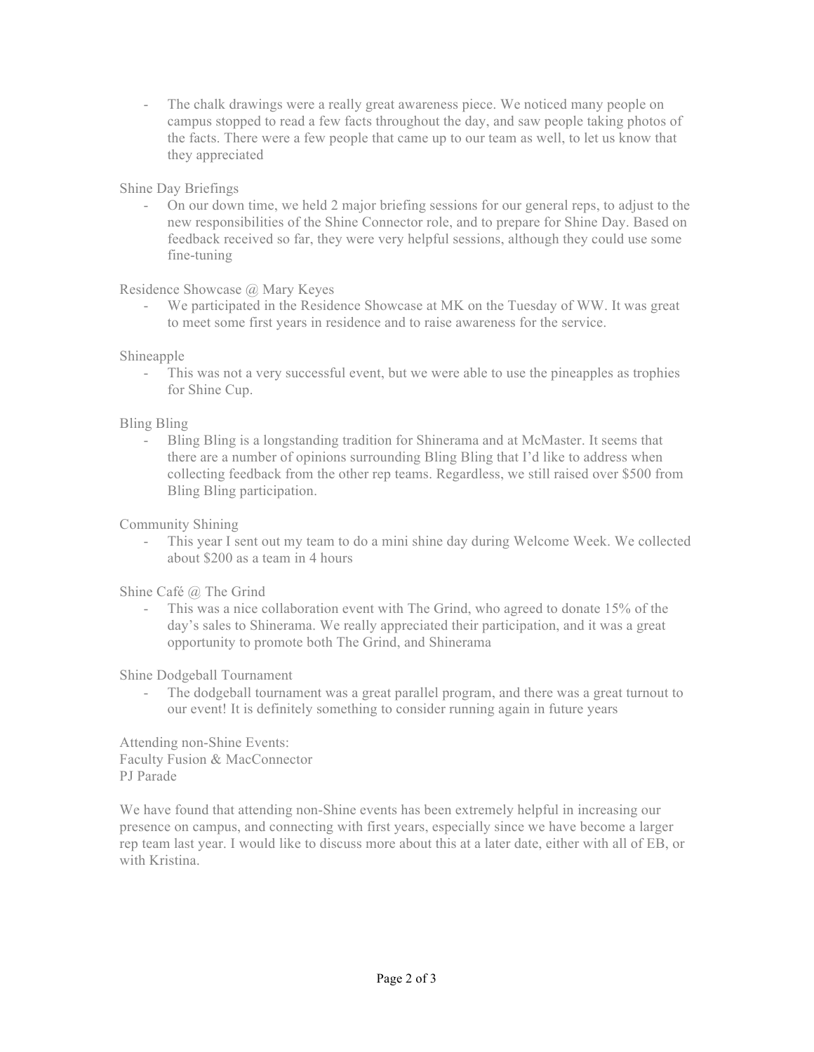- The chalk drawings were a really great awareness piece. We noticed many people on campus stopped to read a few facts throughout the day, and saw people taking photos of the facts. There were a few people that came up to our team as well, to let us know that they appreciated

Shine Day Briefings

- On our down time, we held 2 major briefing sessions for our general reps, to adjust to the new responsibilities of the Shine Connector role, and to prepare for Shine Day. Based on feedback received so far, they were very helpful sessions, although they could use some fine-tuning

Residence Showcase @ Mary Keyes

- We participated in the Residence Showcase at MK on the Tuesday of WW. It was great to meet some first years in residence and to raise awareness for the service.

Shineapple

- This was not a very successful event, but we were able to use the pineapples as trophies for Shine Cup.

Bling Bling

- Bling Bling is a longstanding tradition for Shinerama and at McMaster. It seems that there are a number of opinions surrounding Bling Bling that I'd like to address when collecting feedback from the other rep teams. Regardless, we still raised over $500 from Bling Bling participation.

Community Shining

- This year I sent out my team to do a mini shine day during Welcome Week. We collected about $200 as a team in 4 hours

Shine Café @ The Grind

- This was a nice collaboration event with The Grind, who agreed to donate 15% of the day's sales to Shinerama. We really appreciated their participation, and it was a great opportunity to promote both The Grind, and Shinerama

Shine Dodgeball Tournament

- The dodgeball tournament was a great parallel program, and there was a great turnout to our event! It is definitely something to consider running again in future years

Attending non-Shine Events:
Faculty Fusion & MacConnector
PJ Parade

We have found that attending non-Shine events has been extremely helpful in increasing our presence on campus, and connecting with first years, especially since we have become a larger rep team last year. I would like to discuss more about this at a later date, either with all of EB, or with Kristina.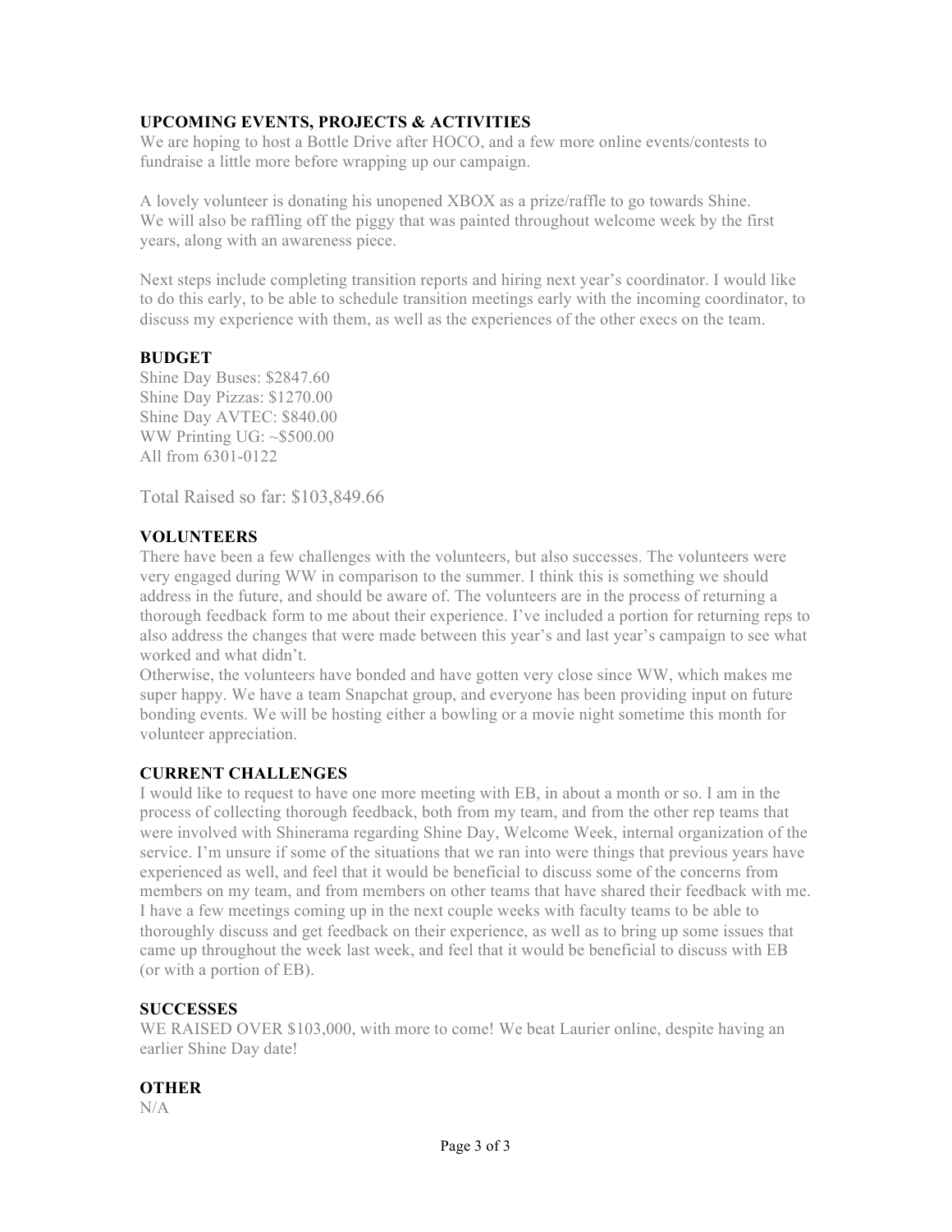**UPCOMING EVENTS, PROJECTS & ACTIVITIES**

We are hoping to host a Bottle Drive after HOCO, and a few more online events/contests to fundraise a little more before wrapping up our campaign.

A lovely volunteer is donating his unopened XBOX as a prize/raffle to go towards Shine. We will also be raffling off the piggy that was painted throughout welcome week by the first years, along with an awareness piece.

Next steps include completing transition reports and hiring next year's coordinator. I would like to do this early, to be able to schedule transition meetings early with the incoming coordinator, to discuss my experience with them, as well as the experiences of the other execs on the team.

**BUDGET**

Shine Day Buses: $2847.60
Shine Day Pizzas: $1270.00
Shine Day AVTEC: $840.00
WW Printing UG: ~$500.00
All from 6301-0122

Total Raised so far: $103,849.66

**VOLUNTEERS**

There have been a few challenges with the volunteers, but also successes. The volunteers were very engaged during WW in comparison to the summer. I think this is something we should address in the future, and should be aware of. The volunteers are in the process of returning a thorough feedback form to me about their experience. I've included a portion for returning reps to also address the changes that were made between this year's and last year's campaign to see what worked and what didn't.

Otherwise, the volunteers have bonded and have gotten very close since WW, which makes me super happy. We have a team Snapchat group, and everyone has been providing input on future bonding events. We will be hosting either a bowling or a movie night sometime this month for volunteer appreciation.

**CURRENT CHALLENGES**

I would like to request to have one more meeting with EB, in about a month or so. I am in the process of collecting thorough feedback, both from my team, and from the other rep teams that were involved with Shinerama regarding Shine Day, Welcome Week, internal organization of the service. I'm unsure if some of the situations that we ran into were things that previous years have experienced as well, and feel that it would be beneficial to discuss some of the concerns from members on my team, and from members on other teams that have shared their feedback with me. I have a few meetings coming up in the next couple weeks with faculty teams to be able to thoroughly discuss and get feedback on their experience, as well as to bring up some issues that came up throughout the week last week, and feel that it would be beneficial to discuss with EB (or with a portion of EB).

**SUCCESSES**

WE RAISED OVER $103,000, with more to come! We beat Laurier online, despite having an earlier Shine Day date!

**OTHER**

N/A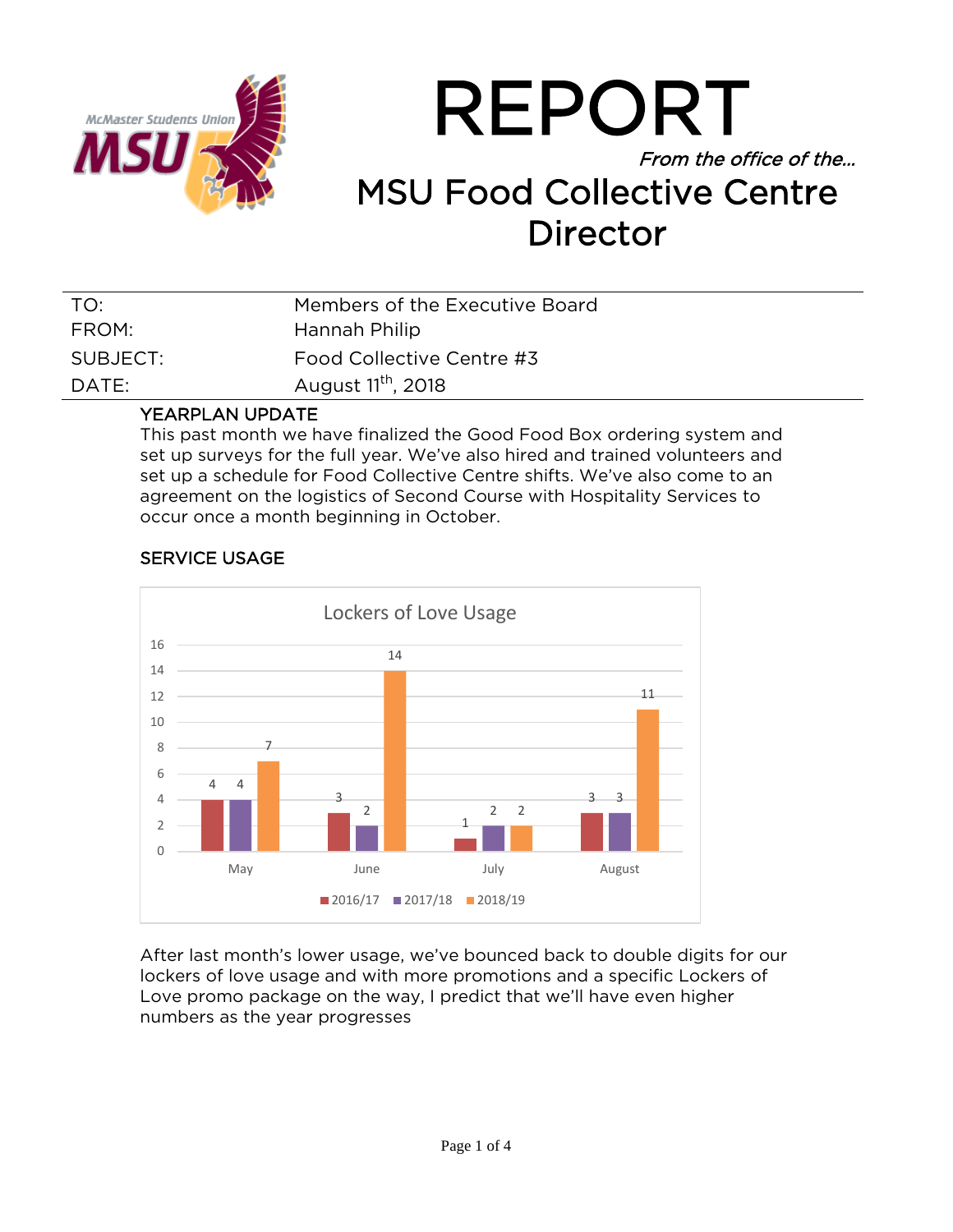# REPORT

*From the office of the…*

## MSU Food Collective Centre Director

| | |
|---|---|
| TO: | Members of the Executive Board |
| FROM: | Hannah Philip |
| SUBJECT: | Food Collective Centre #3 |
| DATE: | August 11th, 2018 |

### YEARPLAN UPDATE

This past month we have finalized the Good Food Box ordering system and set up surveys for the full year. We've also hired and trained volunteers and set up a schedule for Food Collective Centre shifts. We've also come to an agreement on the logistics of Second Course with Hospitality Services to occur once a month beginning in October.

### SERVICE USAGE

Lockers of Love Usage

| | 2016/17 | 2017/18 | 2018/19 |
|---|---|---|---|
| May | 4 | 4 | 7 |
| June | 3 | 2 | 14 |
| July | 1 | 2 | 2 |
| August | 3 | 3 | 11 |

After last month's lower usage, we've bounced back to double digits for our lockers of love usage and with more promotions and a specific Lockers of Love promo package on the way, I predict that we'll have even higher numbers as the year progresses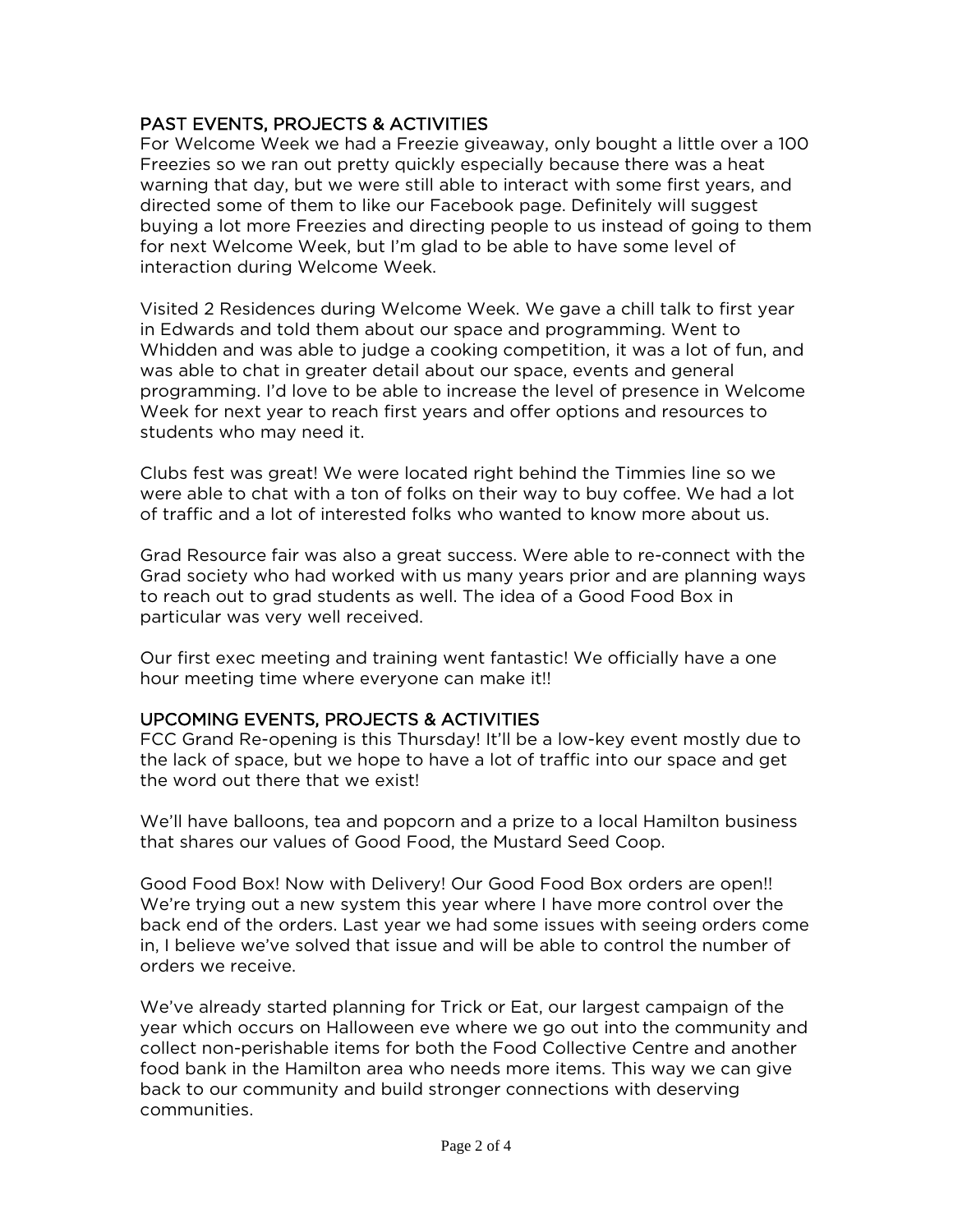## PAST EVENTS, PROJECTS & ACTIVITIES

For Welcome Week we had a Freezie giveaway, only bought a little over a 100 Freezies so we ran out pretty quickly especially because there was a heat warning that day, but we were still able to interact with some first years, and directed some of them to like our Facebook page. Definitely will suggest buying a lot more Freezies and directing people to us instead of going to them for next Welcome Week, but I'm glad to be able to have some level of interaction during Welcome Week.

Visited 2 Residences during Welcome Week. We gave a chill talk to first year in Edwards and told them about our space and programming. Went to Whidden and was able to judge a cooking competition, it was a lot of fun, and was able to chat in greater detail about our space, events and general programming. I'd love to be able to increase the level of presence in Welcome Week for next year to reach first years and offer options and resources to students who may need it.

Clubs fest was great! We were located right behind the Timmies line so we were able to chat with a ton of folks on their way to buy coffee. We had a lot of traffic and a lot of interested folks who wanted to know more about us.

Grad Resource fair was also a great success. Were able to re-connect with the Grad society who had worked with us many years prior and are planning ways to reach out to grad students as well. The idea of a Good Food Box in particular was very well received.

Our first exec meeting and training went fantastic! We officially have a one hour meeting time where everyone can make it!!

## UPCOMING EVENTS, PROJECTS & ACTIVITIES

FCC Grand Re-opening is this Thursday! It'll be a low-key event mostly due to the lack of space, but we hope to have a lot of traffic into our space and get the word out there that we exist!

We'll have balloons, tea and popcorn and a prize to a local Hamilton business that shares our values of Good Food, the Mustard Seed Coop.

Good Food Box! Now with Delivery! Our Good Food Box orders are open!! We're trying out a new system this year where I have more control over the back end of the orders. Last year we had some issues with seeing orders come in, I believe we've solved that issue and will be able to control the number of orders we receive.

We've already started planning for Trick or Eat, our largest campaign of the year which occurs on Halloween eve where we go out into the community and collect non-perishable items for both the Food Collective Centre and another food bank in the Hamilton area who needs more items. This way we can give back to our community and build stronger connections with deserving communities.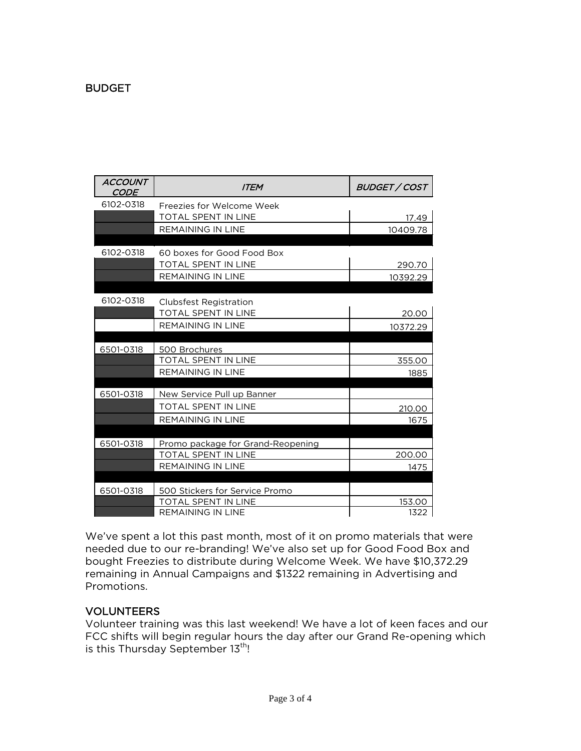## BUDGET

| *ACCOUNT CODE* | *ITEM* | *BUDGET / COST* |
|---|---|---|
| 6102-0318 | Freezies for Welcome Week | |
| | TOTAL SPENT IN LINE | 17.49 |
| | REMAINING IN LINE | 10409.78 |
| | | |
| 6102-0318 | 60 boxes for Good Food Box | |
| | TOTAL SPENT IN LINE | 290.70 |
| | REMAINING IN LINE | 10392.29 |
| | | |
| 6102-0318 | Clubsfest Registration | |
| | TOTAL SPENT IN LINE | 20.00 |
| | REMAINING IN LINE | 10372.29 |
| | | |
| 6501-0318 | 500 Brochures | |
| | TOTAL SPENT IN LINE | 355.00 |
| | REMAINING IN LINE | 1885 |
| | | |
| 6501-0318 | New Service Pull up Banner | |
| | TOTAL SPENT IN LINE | 210.00 |
| | REMAINING IN LINE | 1675 |
| | | |
| 6501-0318 | Promo package for Grand-Reopening | |
| | TOTAL SPENT IN LINE | 200.00 |
| | REMAINING IN LINE | 1475 |
| | | |
| 6501-0318 | 500 Stickers for Service Promo | |
| | TOTAL SPENT IN LINE | 153.00 |
| | REMAINING IN LINE | 1322 |

We've spent a lot this past month, most of it on promo materials that were needed due to our re-branding! We've also set up for Good Food Box and bought Freezies to distribute during Welcome Week. We have $10,372.29 remaining in Annual Campaigns and $1322 remaining in Advertising and Promotions.

## VOLUNTEERS

Volunteer training was this last weekend! We have a lot of keen faces and our FCC shifts will begin regular hours the day after our Grand Re-opening which is this Thursday September 13th!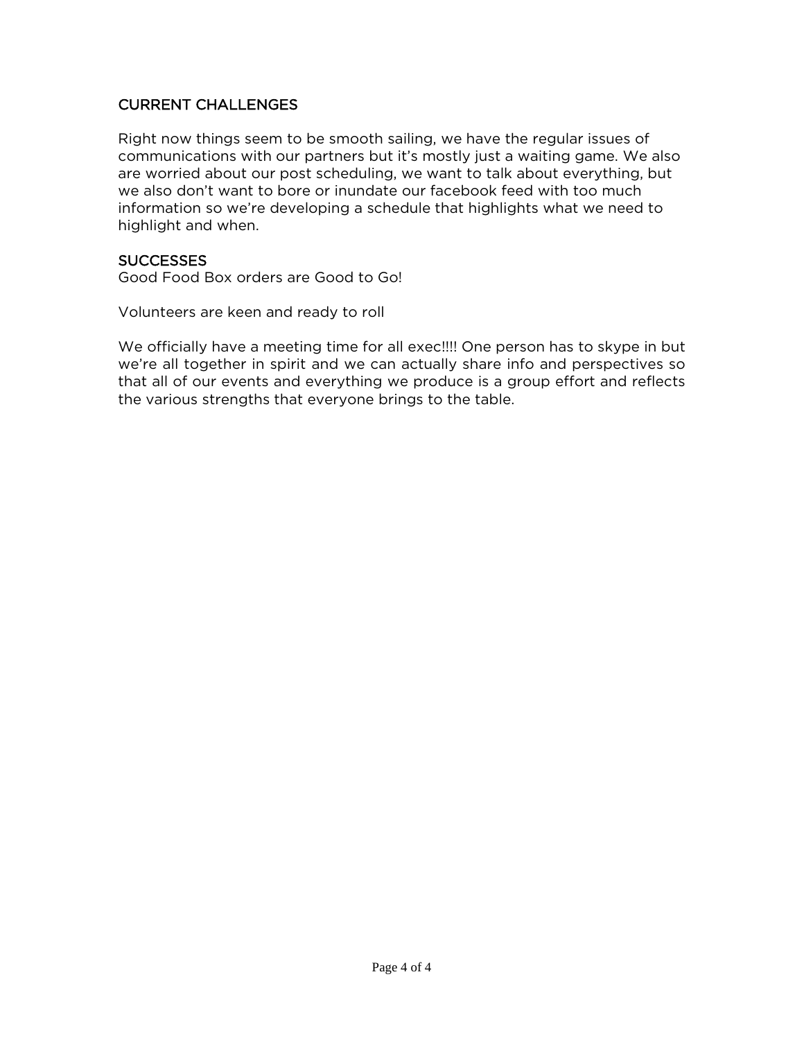## CURRENT CHALLENGES

Right now things seem to be smooth sailing, we have the regular issues of communications with our partners but it's mostly just a waiting game. We also are worried about our post scheduling, we want to talk about everything, but we also don't want to bore or inundate our facebook feed with too much information so we're developing a schedule that highlights what we need to highlight and when.

## SUCCESSES

Good Food Box orders are Good to Go!

Volunteers are keen and ready to roll

We officially have a meeting time for all exec!!!! One person has to skype in but we're all together in spirit and we can actually share info and perspectives so that all of our events and everything we produce is a group effort and reflects the various strengths that everyone brings to the table.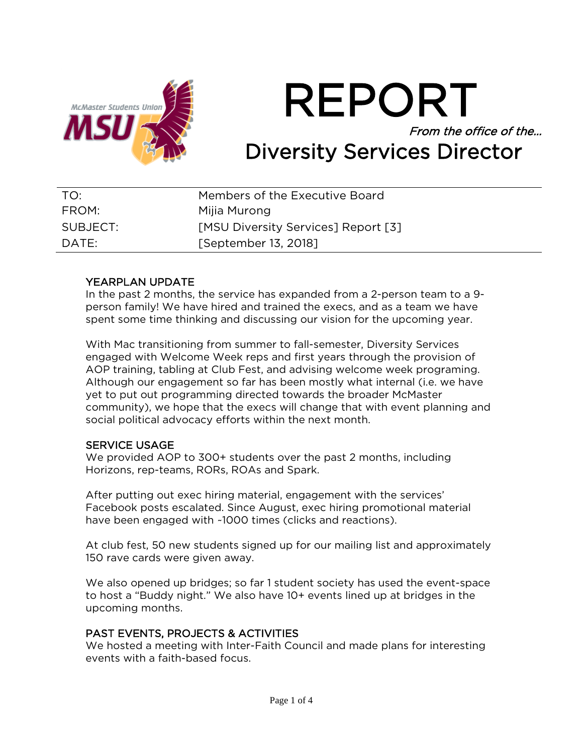# REPORT

*From the office of the…*

## Diversity Services Director

| | |
|---|---|
| TO: | Members of the Executive Board |
| FROM: | Mijia Murong |
| SUBJECT: | [MSU Diversity Services] Report [3] |
| DATE: | [September 13, 2018] |

### YEARPLAN UPDATE

In the past 2 months, the service has expanded from a 2-person team to a 9-person family! We have hired and trained the execs, and as a team we have spent some time thinking and discussing our vision for the upcoming year.

With Mac transitioning from summer to fall-semester, Diversity Services engaged with Welcome Week reps and first years through the provision of AOP training, tabling at Club Fest, and advising welcome week programing. Although our engagement so far has been mostly what internal (i.e. we have yet to put out programming directed towards the broader McMaster community), we hope that the execs will change that with event planning and social political advocacy efforts within the next month.

### SERVICE USAGE

We provided AOP to 300+ students over the past 2 months, including Horizons, rep-teams, RORs, ROAs and Spark.

After putting out exec hiring material, engagement with the services' Facebook posts escalated. Since August, exec hiring promotional material have been engaged with ~1000 times (clicks and reactions).

At club fest, 50 new students signed up for our mailing list and approximately 150 rave cards were given away.

We also opened up bridges; so far 1 student society has used the event-space to host a "Buddy night." We also have 10+ events lined up at bridges in the upcoming months.

### PAST EVENTS, PROJECTS & ACTIVITIES

We hosted a meeting with Inter-Faith Council and made plans for interesting events with a faith-based focus.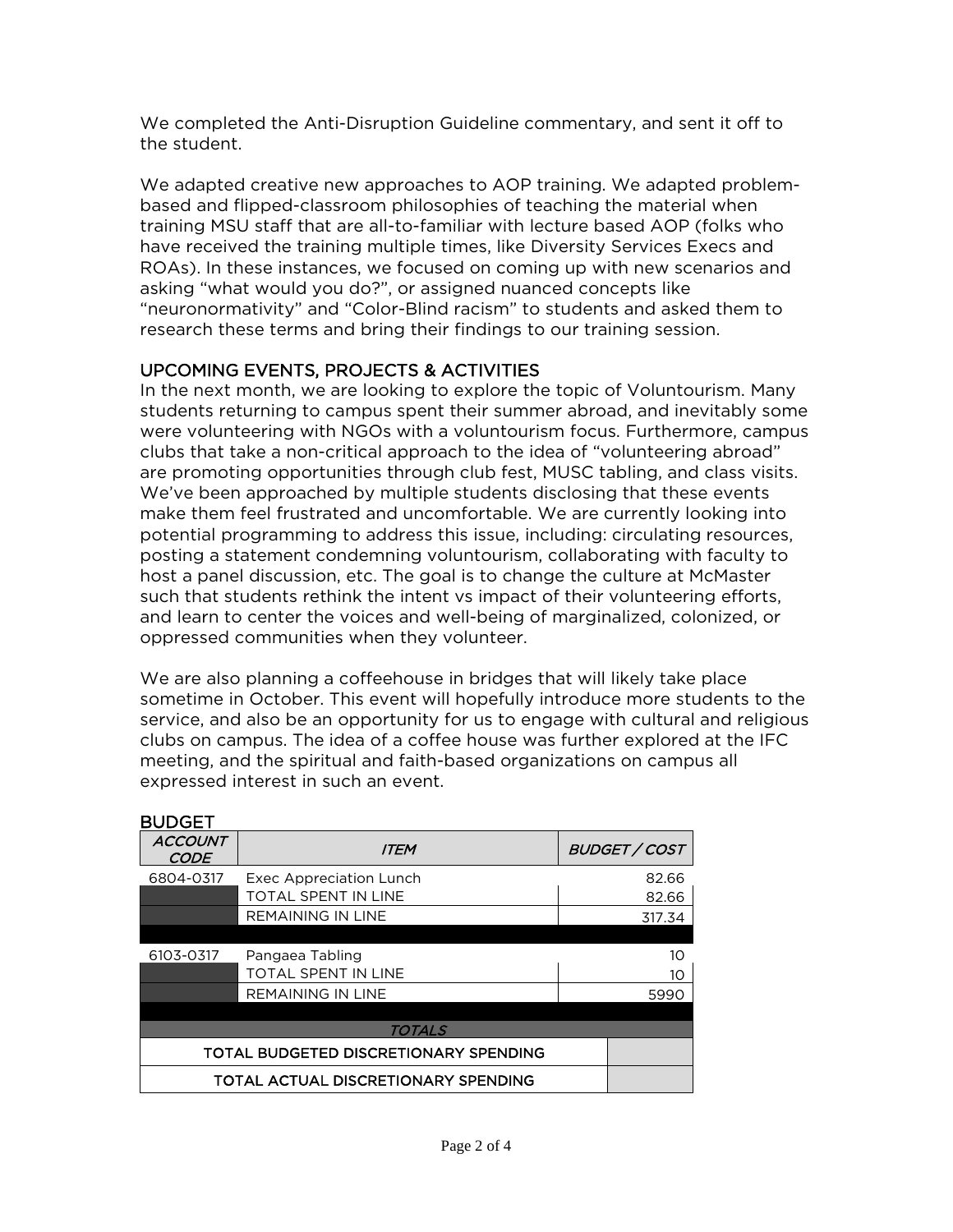We completed the Anti-Disruption Guideline commentary, and sent it off to the student.

We adapted creative new approaches to AOP training. We adapted problem-based and flipped-classroom philosophies of teaching the material when training MSU staff that are all-to-familiar with lecture based AOP (folks who have received the training multiple times, like Diversity Services Execs and ROAs). In these instances, we focused on coming up with new scenarios and asking "what would you do?", or assigned nuanced concepts like "neuronormativity" and "Color-Blind racism" to students and asked them to research these terms and bring their findings to our training session.

## UPCOMING EVENTS, PROJECTS & ACTIVITIES

In the next month, we are looking to explore the topic of Voluntourism. Many students returning to campus spent their summer abroad, and inevitably some were volunteering with NGOs with a voluntourism focus. Furthermore, campus clubs that take a non-critical approach to the idea of "volunteering abroad" are promoting opportunities through club fest, MUSC tabling, and class visits. We've been approached by multiple students disclosing that these events make them feel frustrated and uncomfortable. We are currently looking into potential programming to address this issue, including: circulating resources, posting a statement condemning voluntourism, collaborating with faculty to host a panel discussion, etc. The goal is to change the culture at McMaster such that students rethink the intent vs impact of their volunteering efforts, and learn to center the voices and well-being of marginalized, colonized, or oppressed communities when they volunteer.

We are also planning a coffeehouse in bridges that will likely take place sometime in October. This event will hopefully introduce more students to the service, and also be an opportunity for us to engage with cultural and religious clubs on campus. The idea of a coffee house was further explored at the IFC meeting, and the spiritual and faith-based organizations on campus all expressed interest in such an event.

## BUDGET

| *ACCOUNT CODE* | *ITEM* | *BUDGET / COST* |
|---|---|---|
| 6804-0317 | Exec Appreciation Lunch | 82.66 |
| | TOTAL SPENT IN LINE | 82.66 |
| | REMAINING IN LINE | 317.34 |
| | | |
| 6103-0317 | Pangaea Tabling | 10 |
| | TOTAL SPENT IN LINE | 10 |
| | REMAINING IN LINE | 5990 |
| | | |
| *TOTALS* | | |
| TOTAL BUDGETED DISCRETIONARY SPENDING | | |
| TOTAL ACTUAL DISCRETIONARY SPENDING | | |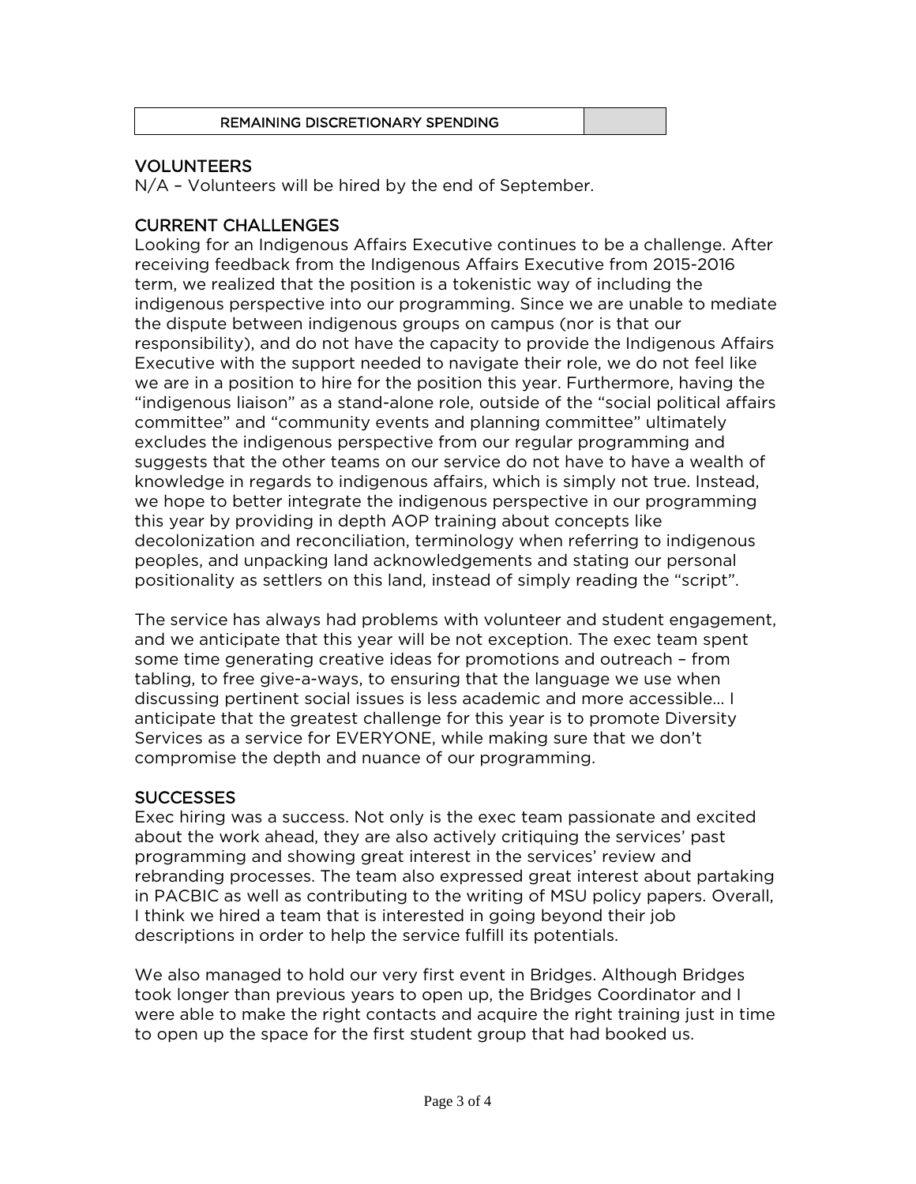| REMAINING DISCRETIONARY SPENDING | |
|---|---|

## VOLUNTEERS

N/A – Volunteers will be hired by the end of September.

## CURRENT CHALLENGES

Looking for an Indigenous Affairs Executive continues to be a challenge. After receiving feedback from the Indigenous Affairs Executive from 2015-2016 term, we realized that the position is a tokenistic way of including the indigenous perspective into our programming. Since we are unable to mediate the dispute between indigenous groups on campus (nor is that our responsibility), and do not have the capacity to provide the Indigenous Affairs Executive with the support needed to navigate their role, we do not feel like we are in a position to hire for the position this year. Furthermore, having the "indigenous liaison" as a stand-alone role, outside of the "social political affairs committee" and "community events and planning committee" ultimately excludes the indigenous perspective from our regular programming and suggests that the other teams on our service do not have to have a wealth of knowledge in regards to indigenous affairs, which is simply not true. Instead, we hope to better integrate the indigenous perspective in our programming this year by providing in depth AOP training about concepts like decolonization and reconciliation, terminology when referring to indigenous peoples, and unpacking land acknowledgements and stating our personal positionality as settlers on this land, instead of simply reading the "script".

The service has always had problems with volunteer and student engagement, and we anticipate that this year will be not exception. The exec team spent some time generating creative ideas for promotions and outreach – from tabling, to free give-a-ways, to ensuring that the language we use when discussing pertinent social issues is less academic and more accessible... I anticipate that the greatest challenge for this year is to promote Diversity Services as a service for EVERYONE, while making sure that we don't compromise the depth and nuance of our programming.

## SUCCESSES

Exec hiring was a success. Not only is the exec team passionate and excited about the work ahead, they are also actively critiquing the services' past programming and showing great interest in the services' review and rebranding processes. The team also expressed great interest about partaking in PACBIC as well as contributing to the writing of MSU policy papers. Overall, I think we hired a team that is interested in going beyond their job descriptions in order to help the service fulfill its potentials.

We also managed to hold our very first event in Bridges. Although Bridges took longer than previous years to open up, the Bridges Coordinator and I were able to make the right contacts and acquire the right training just in time to open up the space for the first student group that had booked us.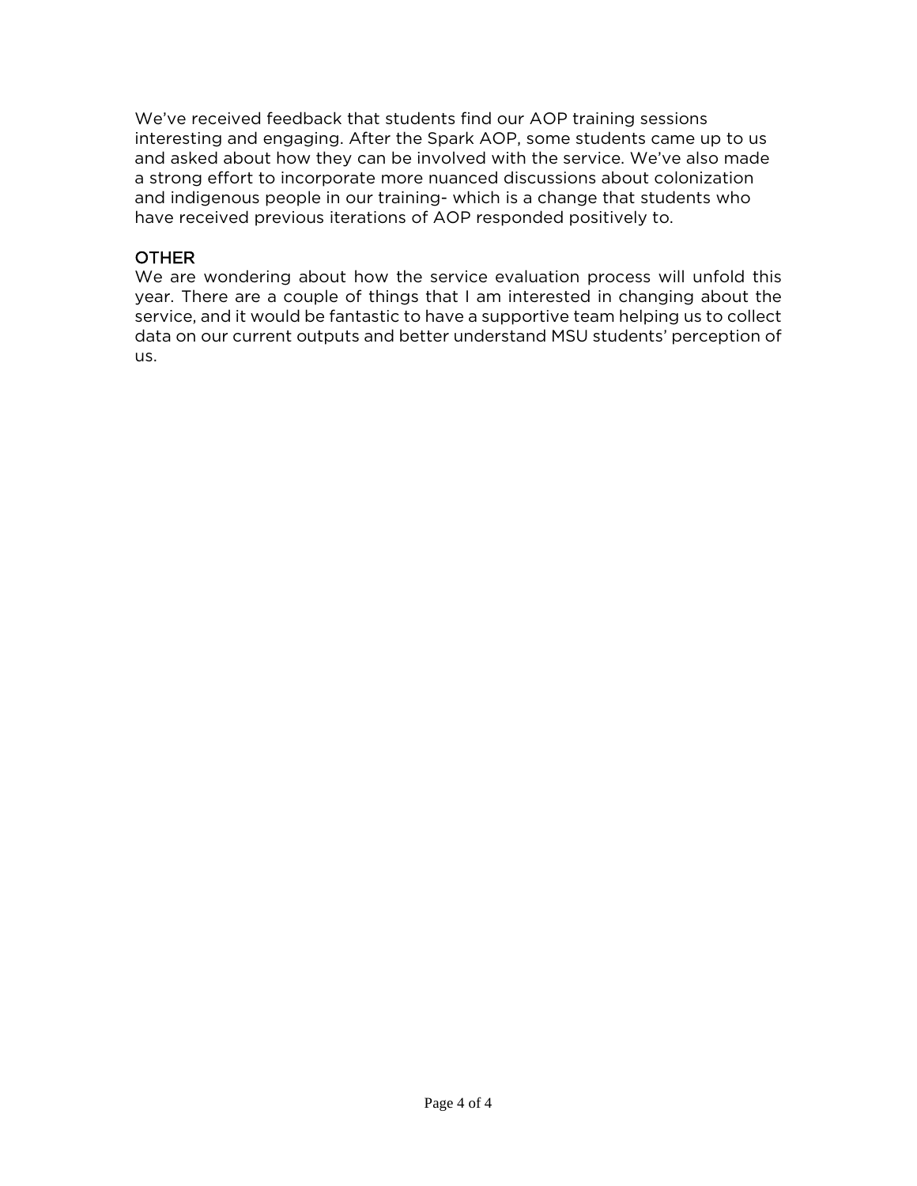We've received feedback that students find our AOP training sessions interesting and engaging. After the Spark AOP, some students came up to us and asked about how they can be involved with the service. We've also made a strong effort to incorporate more nuanced discussions about colonization and indigenous people in our training- which is a change that students who have received previous iterations of AOP responded positively to.

## OTHER

We are wondering about how the service evaluation process will unfold this year. There are a couple of things that I am interested in changing about the service, and it would be fantastic to have a supportive team helping us to collect data on our current outputs and better understand MSU students' perception of us.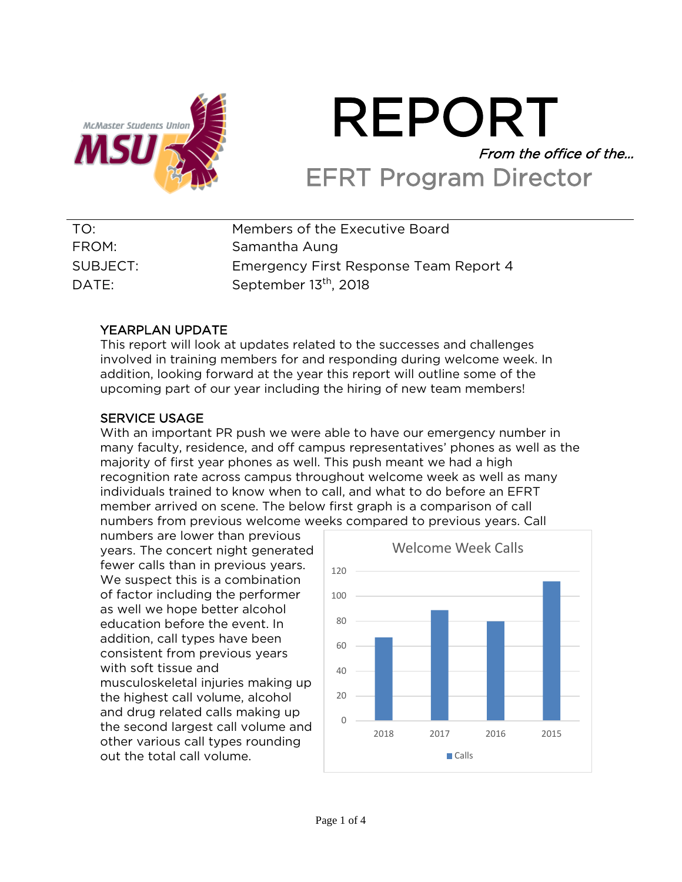# REPORT

*From the office of the…*

## EFRT Program Director

| | |
|---|---|
| TO: | Members of the Executive Board |
| FROM: | Samantha Aung |
| SUBJECT: | Emergency First Response Team Report 4 |
| DATE: | September 13th, 2018 |

### YEARPLAN UPDATE

This report will look at updates related to the successes and challenges involved in training members for and responding during welcome week. In addition, looking forward at the year this report will outline some of the upcoming part of our year including the hiring of new team members!

### SERVICE USAGE

With an important PR push we were able to have our emergency number in many faculty, residence, and off campus representatives' phones as well as the majority of first year phones as well. This push meant we had a high recognition rate across campus throughout welcome week as well as many individuals trained to know when to call, and what to do before an EFRT member arrived on scene. The below first graph is a comparison of call numbers from previous welcome weeks compared to previous years. Call numbers are lower than previous years. The concert night generated fewer calls than in previous years. We suspect this is a combination of factor including the performer as well we hope better alcohol education before the event. In addition, call types have been consistent from previous years with soft tissue and musculoskeletal injuries making up the highest call volume, alcohol and drug related calls making up the second largest call volume and other various call types rounding out the total call volume.

**Welcome Week Calls**

| Year | Calls |
|---|---|
| 2018 | ~67 |
| 2017 | ~89 |
| 2016 | ~80 |
| 2015 | ~112 |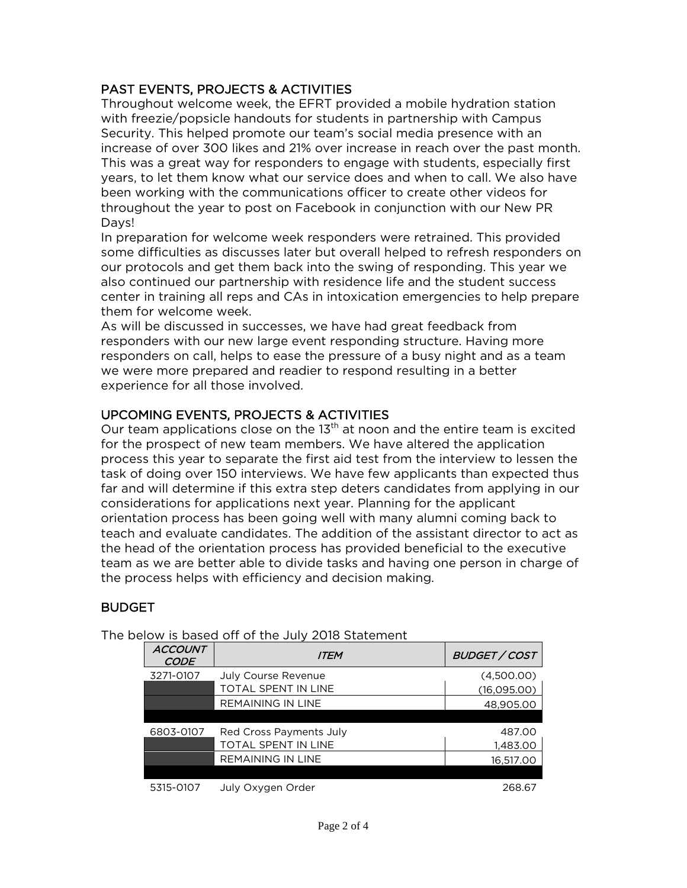## PAST EVENTS, PROJECTS & ACTIVITIES

Throughout welcome week, the EFRT provided a mobile hydration station with freezie/popsicle handouts for students in partnership with Campus Security. This helped promote our team's social media presence with an increase of over 300 likes and 21% over increase in reach over the past month. This was a great way for responders to engage with students, especially first years, to let them know what our service does and when to call. We also have been working with the communications officer to create other videos for throughout the year to post on Facebook in conjunction with our New PR Days!

In preparation for welcome week responders were retrained. This provided some difficulties as discusses later but overall helped to refresh responders on our protocols and get them back into the swing of responding. This year we also continued our partnership with residence life and the student success center in training all reps and CAs in intoxication emergencies to help prepare them for welcome week.

As will be discussed in successes, we have had great feedback from responders with our new large event responding structure. Having more responders on call, helps to ease the pressure of a busy night and as a team we were more prepared and readier to respond resulting in a better experience for all those involved.

## UPCOMING EVENTS, PROJECTS & ACTIVITIES

Our team applications close on the 13th at noon and the entire team is excited for the prospect of new team members. We have altered the application process this year to separate the first aid test from the interview to lessen the task of doing over 150 interviews. We have few applicants than expected thus far and will determine if this extra step deters candidates from applying in our considerations for applications next year. Planning for the applicant orientation process has been going well with many alumni coming back to teach and evaluate candidates. The addition of the assistant director to act as the head of the orientation process has provided beneficial to the executive team as we are better able to divide tasks and having one person in charge of the process helps with efficiency and decision making.

## BUDGET

The below is based off of the July 2018 Statement

| *ACCOUNT CODE* | *ITEM* | *BUDGET / COST* |
|---|---|---|
| 3271-0107 | July Course Revenue | (4,500.00) |
| | TOTAL SPENT IN LINE | (16,095.00) |
| | REMAINING IN LINE | 48,905.00 |
| | | |
| 6803-0107 | Red Cross Payments July | 487.00 |
| | TOTAL SPENT IN LINE | 1,483.00 |
| | REMAINING IN LINE | 16,517.00 |
| | | |
| 5315-0107 | July Oxygen Order | 268.67 |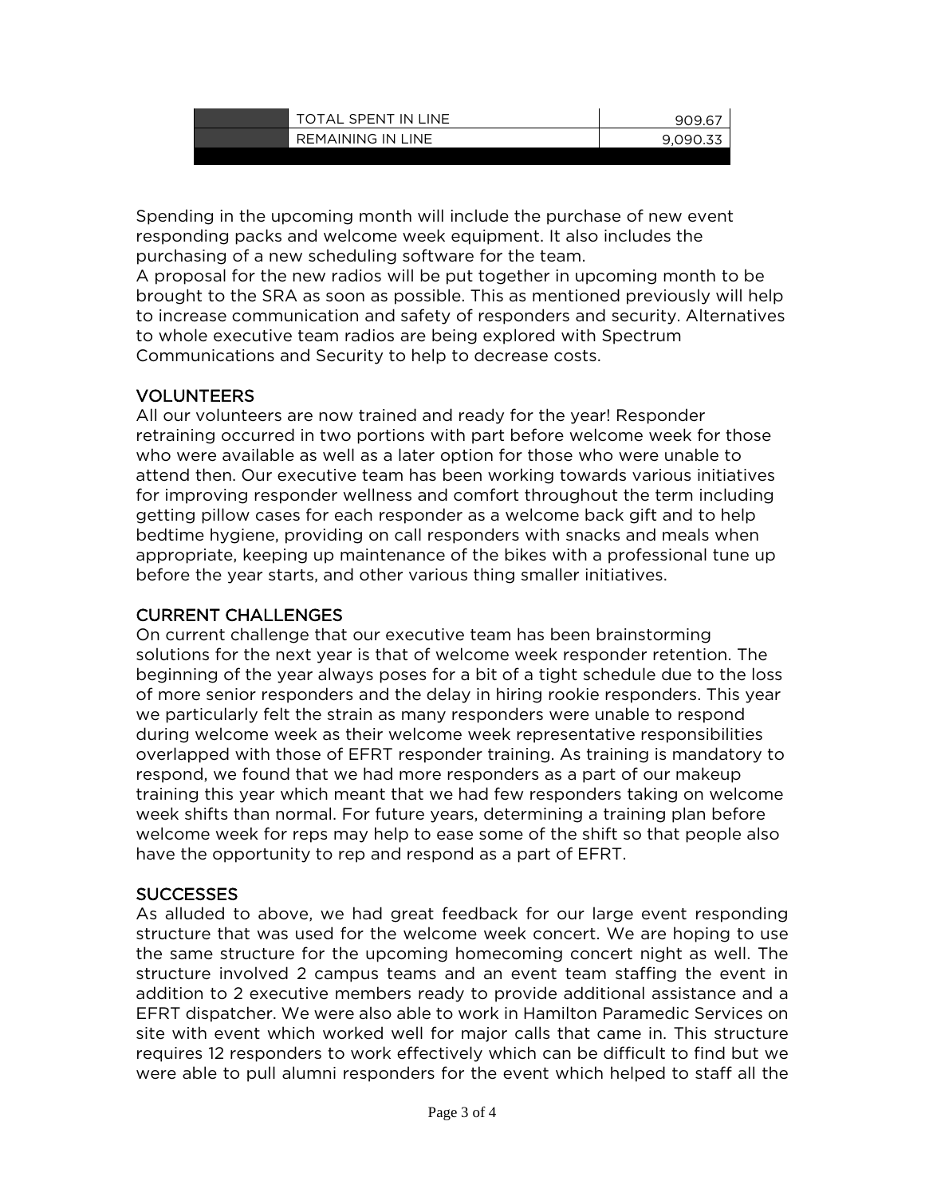| | TOTAL SPENT IN LINE | 909.67 |
|---|---|---|
| | REMAINING IN LINE | 9,090.33 |

Spending in the upcoming month will include the purchase of new event responding packs and welcome week equipment. It also includes the purchasing of a new scheduling software for the team.
A proposal for the new radios will be put together in upcoming month to be brought to the SRA as soon as possible. This as mentioned previously will help to increase communication and safety of responders and security. Alternatives to whole executive team radios are being explored with Spectrum Communications and Security to help to decrease costs.

### VOLUNTEERS

All our volunteers are now trained and ready for the year! Responder retraining occurred in two portions with part before welcome week for those who were available as well as a later option for those who were unable to attend then. Our executive team has been working towards various initiatives for improving responder wellness and comfort throughout the term including getting pillow cases for each responder as a welcome back gift and to help bedtime hygiene, providing on call responders with snacks and meals when appropriate, keeping up maintenance of the bikes with a professional tune up before the year starts, and other various thing smaller initiatives.

### CURRENT CHALLENGES

On current challenge that our executive team has been brainstorming solutions for the next year is that of welcome week responder retention. The beginning of the year always poses for a bit of a tight schedule due to the loss of more senior responders and the delay in hiring rookie responders. This year we particularly felt the strain as many responders were unable to respond during welcome week as their welcome week representative responsibilities overlapped with those of EFRT responder training. As training is mandatory to respond, we found that we had more responders as a part of our makeup training this year which meant that we had few responders taking on welcome week shifts than normal. For future years, determining a training plan before welcome week for reps may help to ease some of the shift so that people also have the opportunity to rep and respond as a part of EFRT.

### SUCCESSES

As alluded to above, we had great feedback for our large event responding structure that was used for the welcome week concert. We are hoping to use the same structure for the upcoming homecoming concert night as well. The structure involved 2 campus teams and an event team staffing the event in addition to 2 executive members ready to provide additional assistance and a EFRT dispatcher. We were also able to work in Hamilton Paramedic Services on site with event which worked well for major calls that came in. This structure requires 12 responders to work effectively which can be difficult to find but we were able to pull alumni responders for the event which helped to staff all the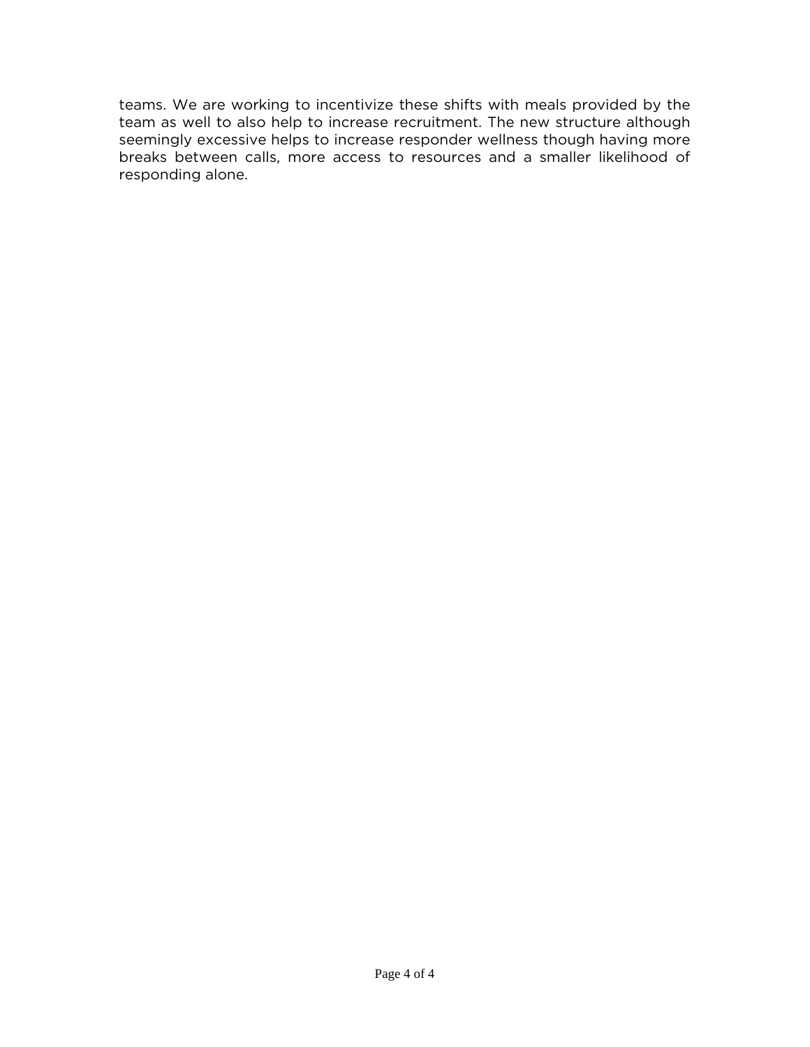teams. We are working to incentivize these shifts with meals provided by the team as well to also help to increase recruitment. The new structure although seemingly excessive helps to increase responder wellness though having more breaks between calls, more access to resources and a smaller likelihood of responding alone.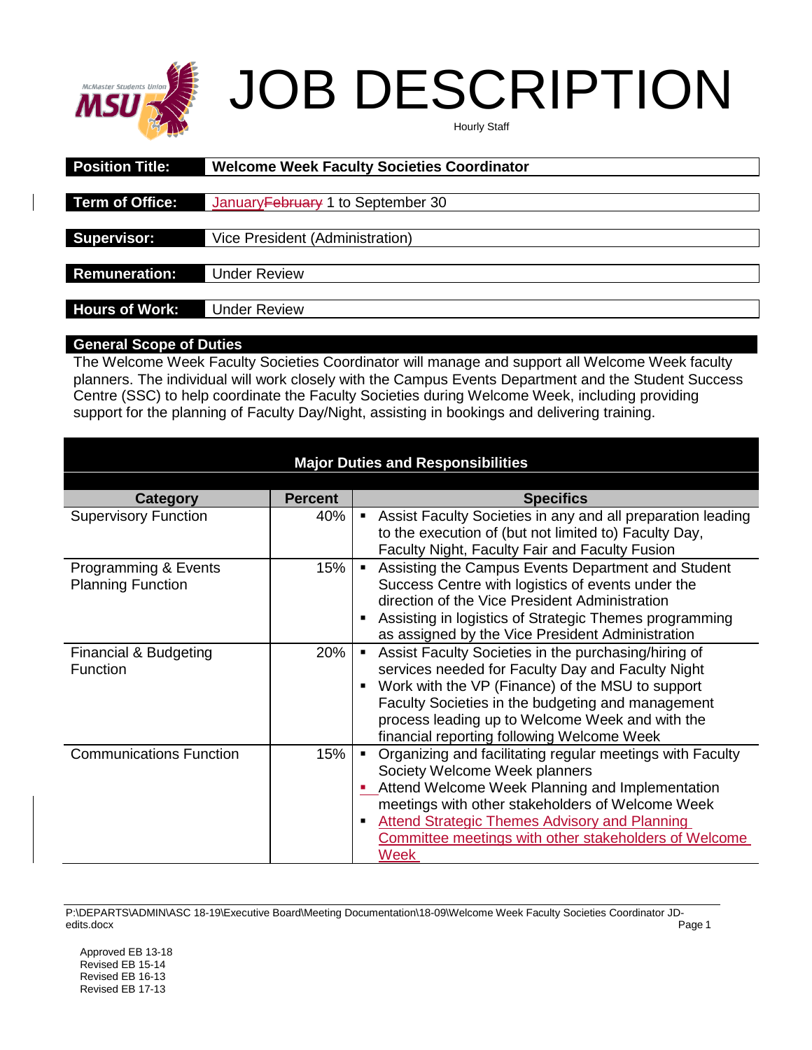# JOB DESCRIPTION

Hourly Staff

| | |
|---|---|
| **Position Title:** | **Welcome Week Faculty Societies Coordinator** |
| **Term of Office:** | ~~February~~ January 1 to September 30 |
| **Supervisor:** | Vice President (Administration) |
| **Remuneration:** | Under Review |
| **Hours of Work:** | Under Review |

## General Scope of Duties

The Welcome Week Faculty Societies Coordinator will manage and support all Welcome Week faculty planners. The individual will work closely with the Campus Events Department and the Student Success Centre (SSC) to help coordinate the Faculty Societies during Welcome Week, including providing support for the planning of Faculty Day/Night, assisting in bookings and delivering training.

## Major Duties and Responsibilities

| Category | Percent | Specifics |
|---|---|---|
| Supervisory Function | 40% | ▪ Assist Faculty Societies in any and all preparation leading to the execution of (but not limited to) Faculty Day, Faculty Night, Faculty Fair and Faculty Fusion |
| Programming & Events Planning Function | 15% | ▪ Assisting the Campus Events Department and Student Success Centre with logistics of events under the direction of the Vice President Administration<br>▪ Assisting in logistics of Strategic Themes programming as assigned by the Vice President Administration |
| Financial & Budgeting Function | 20% | ▪ Assist Faculty Societies in the purchasing/hiring of services needed for Faculty Day and Faculty Night<br>▪ Work with the VP (Finance) of the MSU to support Faculty Societies in the budgeting and management process leading up to Welcome Week and with the financial reporting following Welcome Week |
| Communications Function | 15% | ▪ Organizing and facilitating regular meetings with Faculty Society Welcome Week planners<br>▪ Attend Welcome Week Planning and Implementation meetings with other stakeholders of Welcome Week<br>▪ Attend Strategic Themes Advisory and Planning Committee meetings with other stakeholders of Welcome Week |

P:\DEPARTS\ADMIN\ASC 18-19\Executive Board\Meeting Documentation\18-09\Welcome Week Faculty Societies Coordinator JD-edits.docx

Approved EB 13-18
Revised EB 15-14
Revised EB 16-13
Revised EB 17-13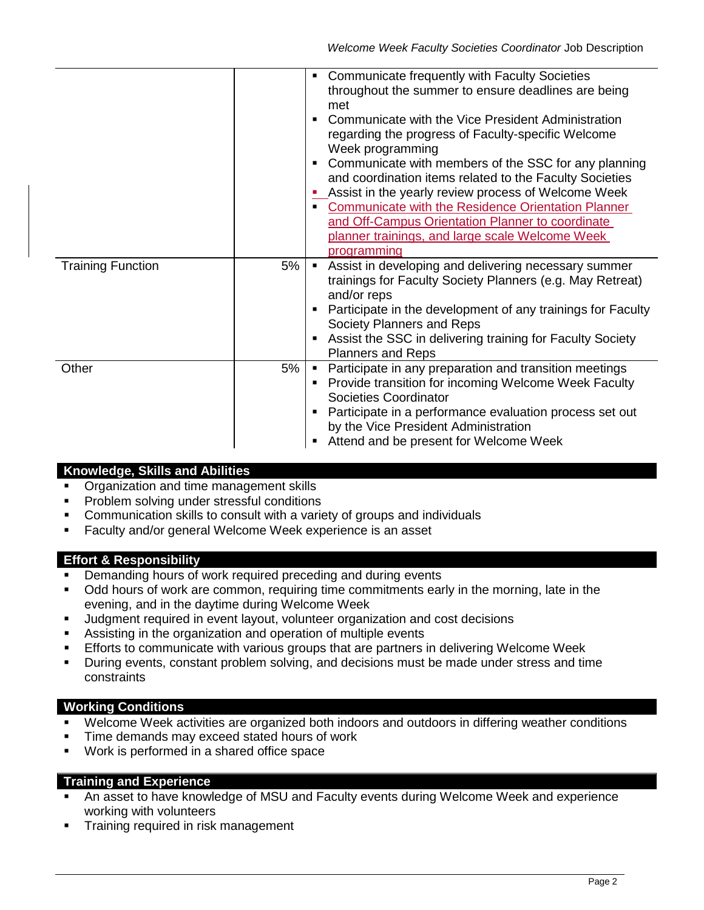| | | |
|---|---|---|
| | | ▪ Communicate frequently with Faculty Societies throughout the summer to ensure deadlines are being met<br>▪ Communicate with the Vice President Administration regarding the progress of Faculty-specific Welcome Week programming<br>▪ Communicate with members of the SSC for any planning and coordination items related to the Faculty Societies<br>▪ Assist in the yearly review process of Welcome Week<br>▪ Communicate with the Residence Orientation Planner and Off-Campus Orientation Planner to coordinate planner trainings, and large scale Welcome Week programming |
| Training Function | 5% | ▪ Assist in developing and delivering necessary summer trainings for Faculty Society Planners (e.g. May Retreat) and/or reps<br>▪ Participate in the development of any trainings for Faculty Society Planners and Reps<br>▪ Assist the SSC in delivering training for Faculty Society Planners and Reps |
| Other | 5% | ▪ Participate in any preparation and transition meetings<br>▪ Provide transition for incoming Welcome Week Faculty Societies Coordinator<br>▪ Participate in a performance evaluation process set out by the Vice President Administration<br>▪ Attend and be present for Welcome Week |

## Knowledge, Skills and Abilities

- Organization and time management skills
- Problem solving under stressful conditions
- Communication skills to consult with a variety of groups and individuals
- Faculty and/or general Welcome Week experience is an asset

## Effort & Responsibility

- Demanding hours of work required preceding and during events
- Odd hours of work are common, requiring time commitments early in the morning, late in the evening, and in the daytime during Welcome Week
- Judgment required in event layout, volunteer organization and cost decisions
- Assisting in the organization and operation of multiple events
- Efforts to communicate with various groups that are partners in delivering Welcome Week
- During events, constant problem solving, and decisions must be made under stress and time constraints

## Working Conditions

- Welcome Week activities are organized both indoors and outdoors in differing weather conditions
- Time demands may exceed stated hours of work
- Work is performed in a shared office space

## Training and Experience

- An asset to have knowledge of MSU and Faculty events during Welcome Week and experience working with volunteers
- Training required in risk management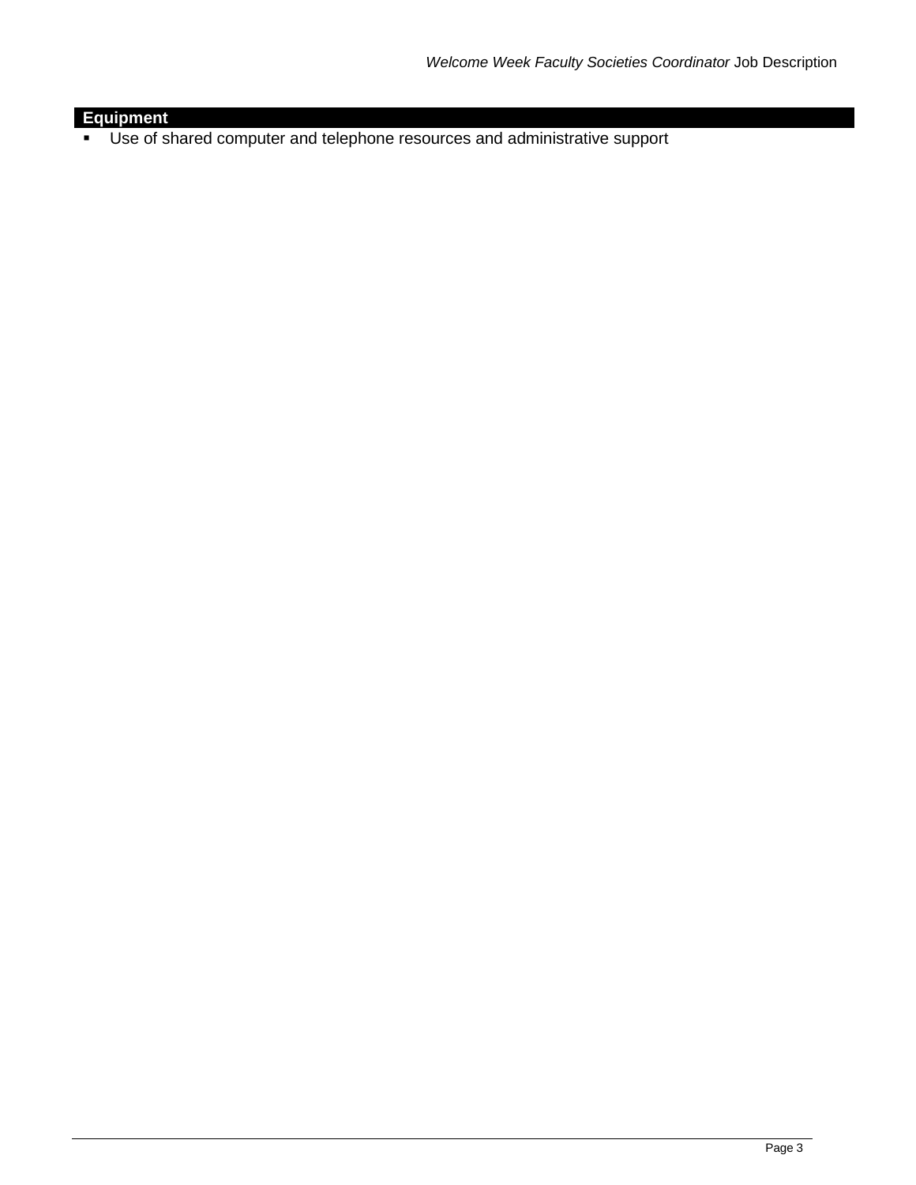## Equipment

- Use of shared computer and telephone resources and administrative support